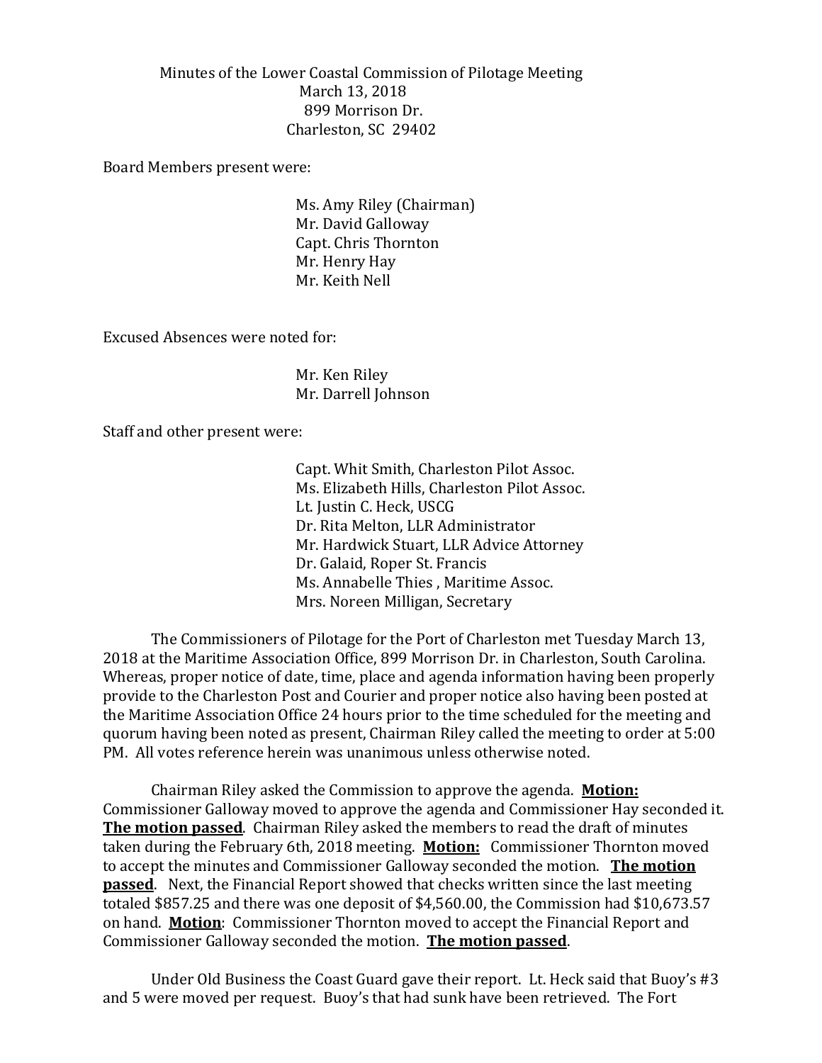Minutes of the Lower Coastal Commission of Pilotage Meeting
March 13, 2018
899 Morrison Dr.
Charleston, SC 29402

Board Members present were:

Ms. Amy Riley (Chairman)
Mr. David Galloway
Capt. Chris Thornton
Mr. Henry Hay
Mr. Keith Nell

Excused Absences were noted for:

Mr. Ken Riley
Mr. Darrell Johnson

Staff and other present were:

Capt. Whit Smith, Charleston Pilot Assoc.
Ms. Elizabeth Hills, Charleston Pilot Assoc.
Lt. Justin C. Heck, USCG
Dr. Rita Melton, LLR Administrator
Mr. Hardwick Stuart, LLR Advice Attorney
Dr. Galaid, Roper St. Francis
Ms. Annabelle Thies , Maritime Assoc.
Mrs. Noreen Milligan, Secretary

The Commissioners of Pilotage for the Port of Charleston met Tuesday March 13, 2018 at the Maritime Association Office, 899 Morrison Dr. in Charleston, South Carolina. Whereas, proper notice of date, time, place and agenda information having been properly provide to the Charleston Post and Courier and proper notice also having been posted at the Maritime Association Office 24 hours prior to the time scheduled for the meeting and quorum having been noted as present, Chairman Riley called the meeting to order at 5:00 PM. All votes reference herein was unanimous unless otherwise noted.

Chairman Riley asked the Commission to approve the agenda. **Motion:** Commissioner Galloway moved to approve the agenda and Commissioner Hay seconded it. **The motion passed**. Chairman Riley asked the members to read the draft of minutes taken during the February 6th, 2018 meeting. **Motion:** Commissioner Thornton moved to accept the minutes and Commissioner Galloway seconded the motion. **The motion passed**. Next, the Financial Report showed that checks written since the last meeting totaled $857.25 and there was one deposit of $4,560.00, the Commission had $10,673.57 on hand. **Motion**: Commissioner Thornton moved to accept the Financial Report and Commissioner Galloway seconded the motion. **The motion passed**.

Under Old Business the Coast Guard gave their report. Lt. Heck said that Buoy's #3 and 5 were moved per request. Buoy's that had sunk have been retrieved. The Fort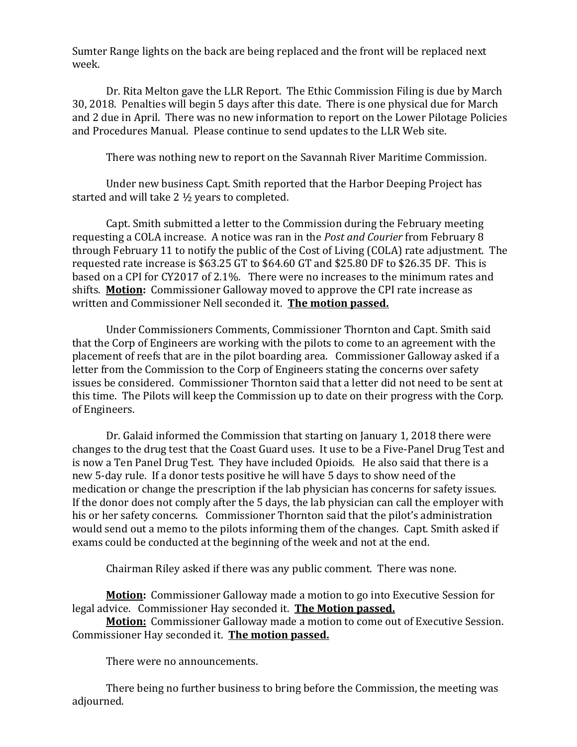Sumter Range lights on the back are being replaced and the front will be replaced next week.

Dr. Rita Melton gave the LLR Report. The Ethic Commission Filing is due by March 30, 2018. Penalties will begin 5 days after this date. There is one physical due for March and 2 due in April. There was no new information to report on the Lower Pilotage Policies and Procedures Manual. Please continue to send updates to the LLR Web site.

There was nothing new to report on the Savannah River Maritime Commission.

Under new business Capt. Smith reported that the Harbor Deeping Project has started and will take 2 ½ years to completed.

Capt. Smith submitted a letter to the Commission during the February meeting requesting a COLA increase. A notice was ran in the *Post and Courier* from February 8 through February 11 to notify the public of the Cost of Living (COLA) rate adjustment. The requested rate increase is $63.25 GT to $64.60 GT and $25.80 DF to $26.35 DF. This is based on a CPI for CY2017 of 2.1%. There were no increases to the minimum rates and shifts. **Motion:** Commissioner Galloway moved to approve the CPI rate increase as written and Commissioner Nell seconded it. **The motion passed.**

Under Commissioners Comments, Commissioner Thornton and Capt. Smith said that the Corp of Engineers are working with the pilots to come to an agreement with the placement of reefs that are in the pilot boarding area. Commissioner Galloway asked if a letter from the Commission to the Corp of Engineers stating the concerns over safety issues be considered. Commissioner Thornton said that a letter did not need to be sent at this time. The Pilots will keep the Commission up to date on their progress with the Corp. of Engineers.

Dr. Galaid informed the Commission that starting on January 1, 2018 there were changes to the drug test that the Coast Guard uses. It use to be a Five-Panel Drug Test and is now a Ten Panel Drug Test. They have included Opioids. He also said that there is a new 5-day rule. If a donor tests positive he will have 5 days to show need of the medication or change the prescription if the lab physician has concerns for safety issues. If the donor does not comply after the 5 days, the lab physician can call the employer with his or her safety concerns. Commissioner Thornton said that the pilot's administration would send out a memo to the pilots informing them of the changes. Capt. Smith asked if exams could be conducted at the beginning of the week and not at the end.

Chairman Riley asked if there was any public comment. There was none.

**Motion:** Commissioner Galloway made a motion to go into Executive Session for legal advice. Commissioner Hay seconded it. **The Motion passed.**

**Motion:** Commissioner Galloway made a motion to come out of Executive Session. Commissioner Hay seconded it. **The motion passed.**

There were no announcements.

There being no further business to bring before the Commission, the meeting was adjourned.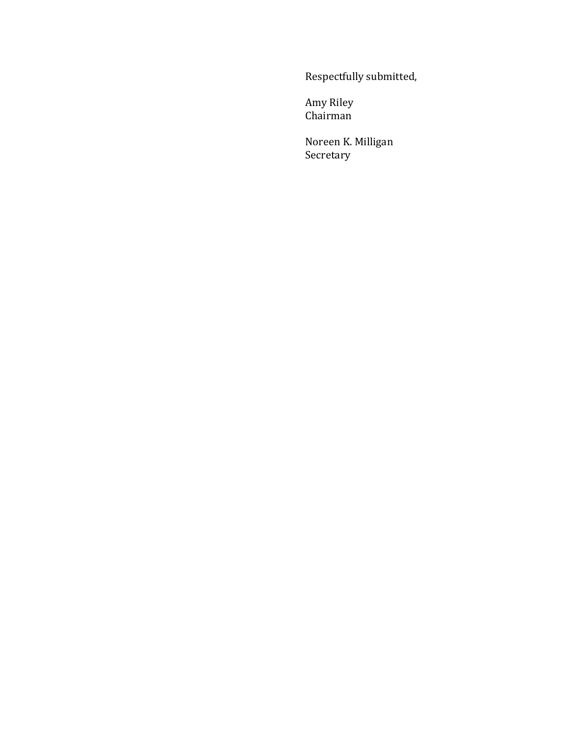Respectfully submitted,

Amy Riley
Chairman

Noreen K. Milligan
Secretary